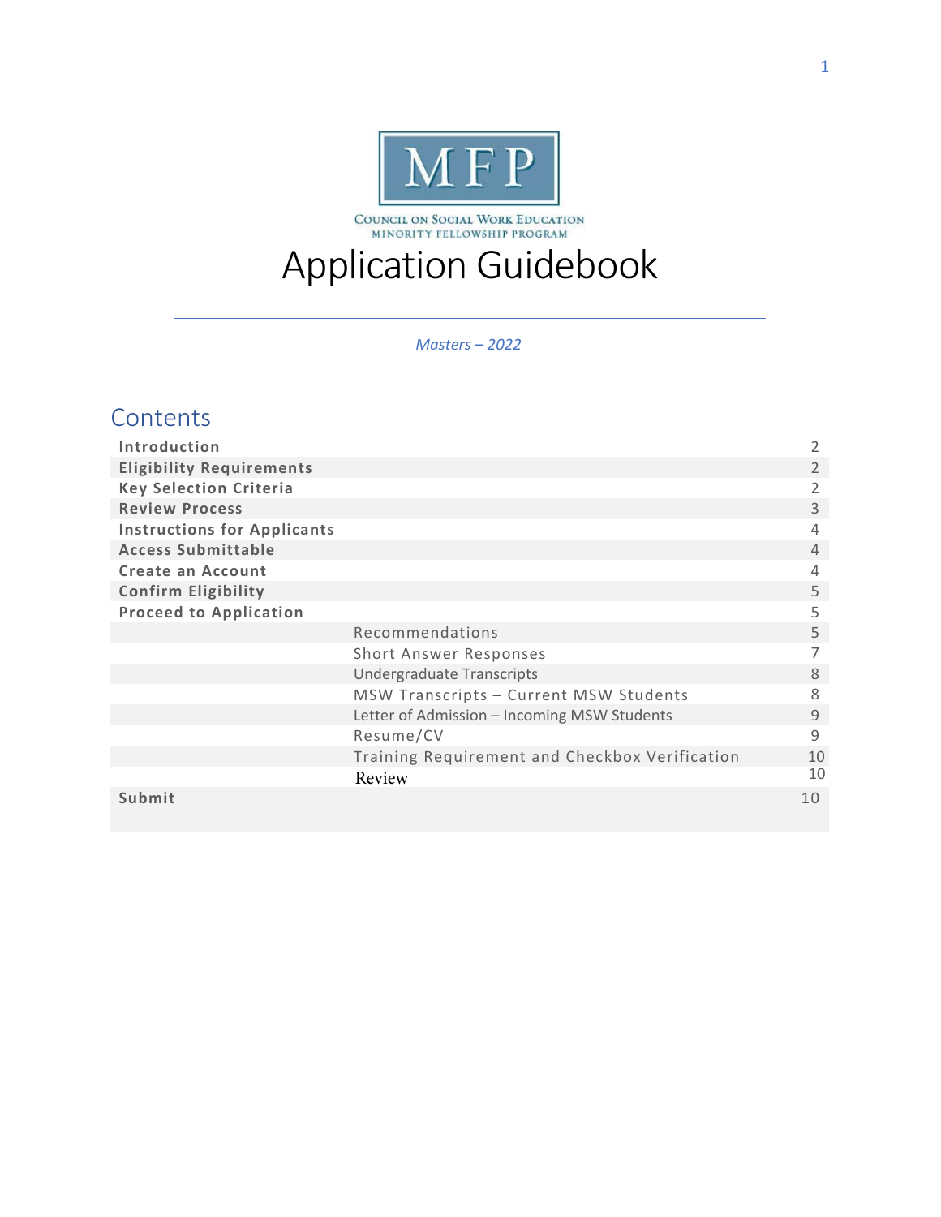MFP

COUNCIL ON SOCIAL WORK EDUCATION
MINORITY FELLOWSHIP PROGRAM

# Application Guidebook

*Masters – 2022*

## Contents

| | | |
|---|---|---|
| **Introduction** | | 2 |
| **Eligibility Requirements** | | 2 |
| **Key Selection Criteria** | | 2 |
| **Review Process** | | 3 |
| **Instructions for Applicants** | | 4 |
| **Access Submittable** | | 4 |
| **Create an Account** | | 4 |
| **Confirm Eligibility** | | 5 |
| **Proceed to Application** | | 5 |
| | Recommendations | 5 |
| | Short Answer Responses | 7 |
| | Undergraduate Transcripts | 8 |
| | MSW Transcripts – Current MSW Students | 8 |
| | Letter of Admission – Incoming MSW Students | 9 |
| | Resume/CV | 9 |
| | Training Requirement and Checkbox Verification | 10 |
| | Review | 10 |
| **Submit** | | 10 |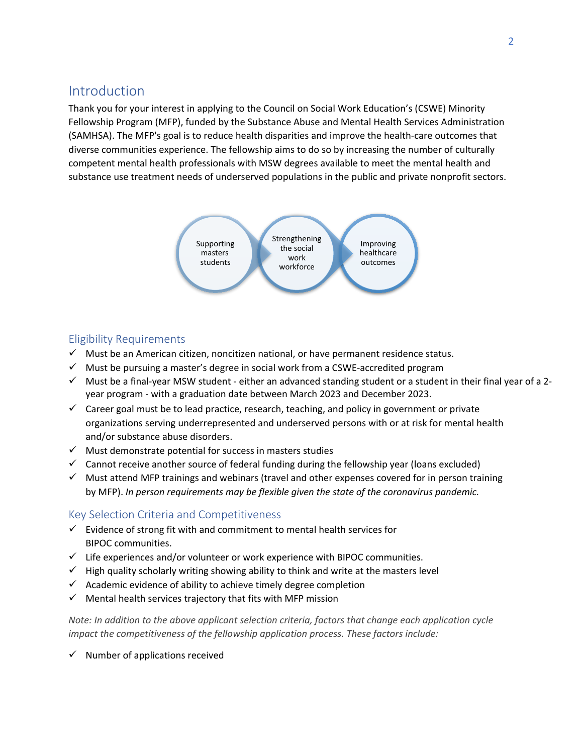## Introduction

Thank you for your interest in applying to the Council on Social Work Education's (CSWE) Minority Fellowship Program (MFP), funded by the Substance Abuse and Mental Health Services Administration (SAMHSA). The MFP's goal is to reduce health disparities and improve the health-care outcomes that diverse communities experience. The fellowship aims to do so by increasing the number of culturally competent mental health professionals with MSW degrees available to meet the mental health and substance use treatment needs of underserved populations in the public and private nonprofit sectors.

Supporting masters students → Strengthening the social work workforce → Improving healthcare outcomes

## Eligibility Requirements

- ✓ Must be an American citizen, noncitizen national, or have permanent residence status.
- ✓ Must be pursuing a master's degree in social work from a CSWE-accredited program
- ✓ Must be a final-year MSW student - either an advanced standing student or a student in their final year of a 2-year program - with a graduation date between March 2023 and December 2023.
- ✓ Career goal must be to lead practice, research, teaching, and policy in government or private organizations serving underrepresented and underserved persons with or at risk for mental health and/or substance abuse disorders.
- ✓ Must demonstrate potential for success in masters studies
- ✓ Cannot receive another source of federal funding during the fellowship year (loans excluded)
- ✓ Must attend MFP trainings and webinars (travel and other expenses covered for in person training by MFP). *In person requirements may be flexible given the state of the coronavirus pandemic.*

## Key Selection Criteria and Competitiveness

- ✓ Evidence of strong fit with and commitment to mental health services for BIPOC communities.
- ✓ Life experiences and/or volunteer or work experience with BIPOC communities.
- ✓ High quality scholarly writing showing ability to think and write at the masters level
- ✓ Academic evidence of ability to achieve timely degree completion
- ✓ Mental health services trajectory that fits with MFP mission

*Note: In addition to the above applicant selection criteria, factors that change each application cycle impact the competitiveness of the fellowship application process. These factors include:*

- ✓ Number of applications received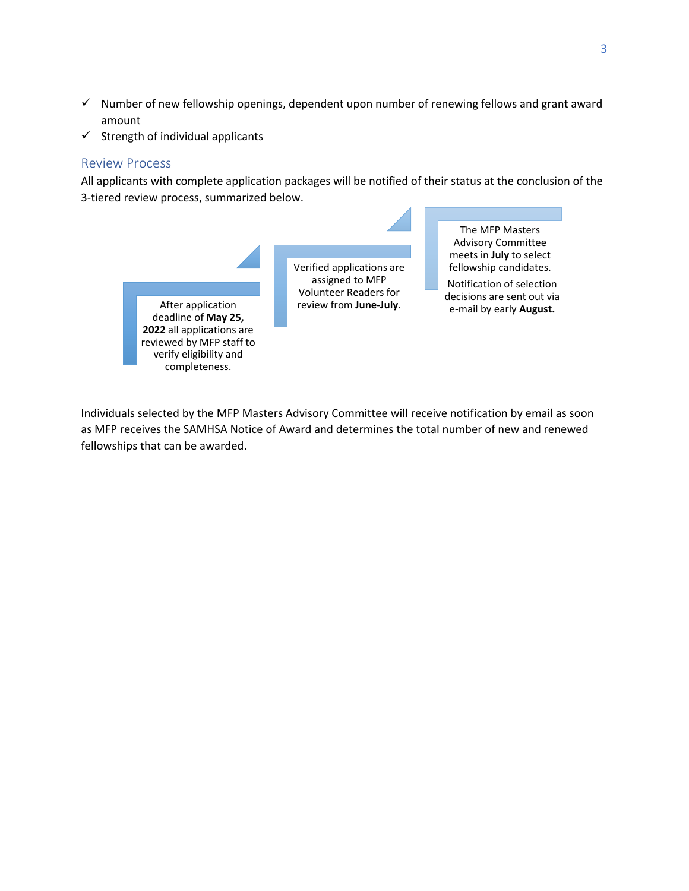- ✓ Number of new fellowship openings, dependent upon number of renewing fellows and grant award amount
- ✓ Strength of individual applicants

## Review Process

All applicants with complete application packages will be notified of their status at the conclusion of the 3-tiered review process, summarized below.

1. After application deadline of **May 25, 2022** all applications are reviewed by MFP staff to verify eligibility and completeness.
2. Verified applications are assigned to MFP Volunteer Readers for review from **June-July**.
3. The MFP Masters Advisory Committee meets in **July** to select fellowship candidates.

   Notification of selection decisions are sent out via e-mail by early **August.**

Individuals selected by the MFP Masters Advisory Committee will receive notification by email as soon as MFP receives the SAMHSA Notice of Award and determines the total number of new and renewed fellowships that can be awarded.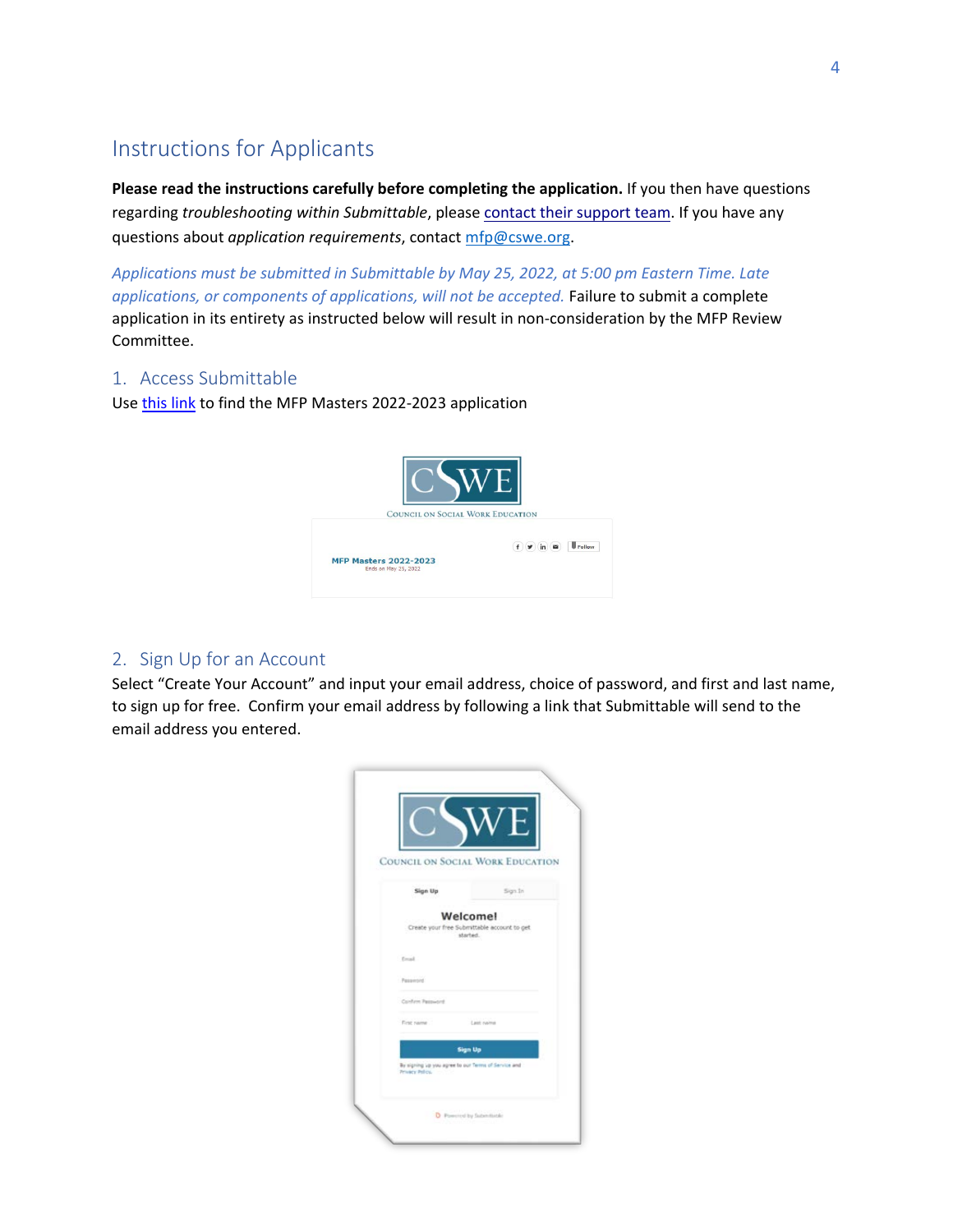## Instructions for Applicants

**Please read the instructions carefully before completing the application.** If you then have questions regarding *troubleshooting within Submittable*, please contact their support team. If you have any questions about *application requirements*, contact mfp@cswe.org.

*Applications must be submitted in Submittable by May 25, 2022, at 5:00 pm Eastern Time. Late applications, or components of applications, will not be accepted.* Failure to submit a complete application in its entirety as instructed below will result in non-consideration by the MFP Review Committee.

### 1. Access Submittable

Use this link to find the MFP Masters 2022-2023 application

### 2. Sign Up for an Account

Select "Create Your Account" and input your email address, choice of password, and first and last name, to sign up for free. Confirm your email address by following a link that Submittable will send to the email address you entered.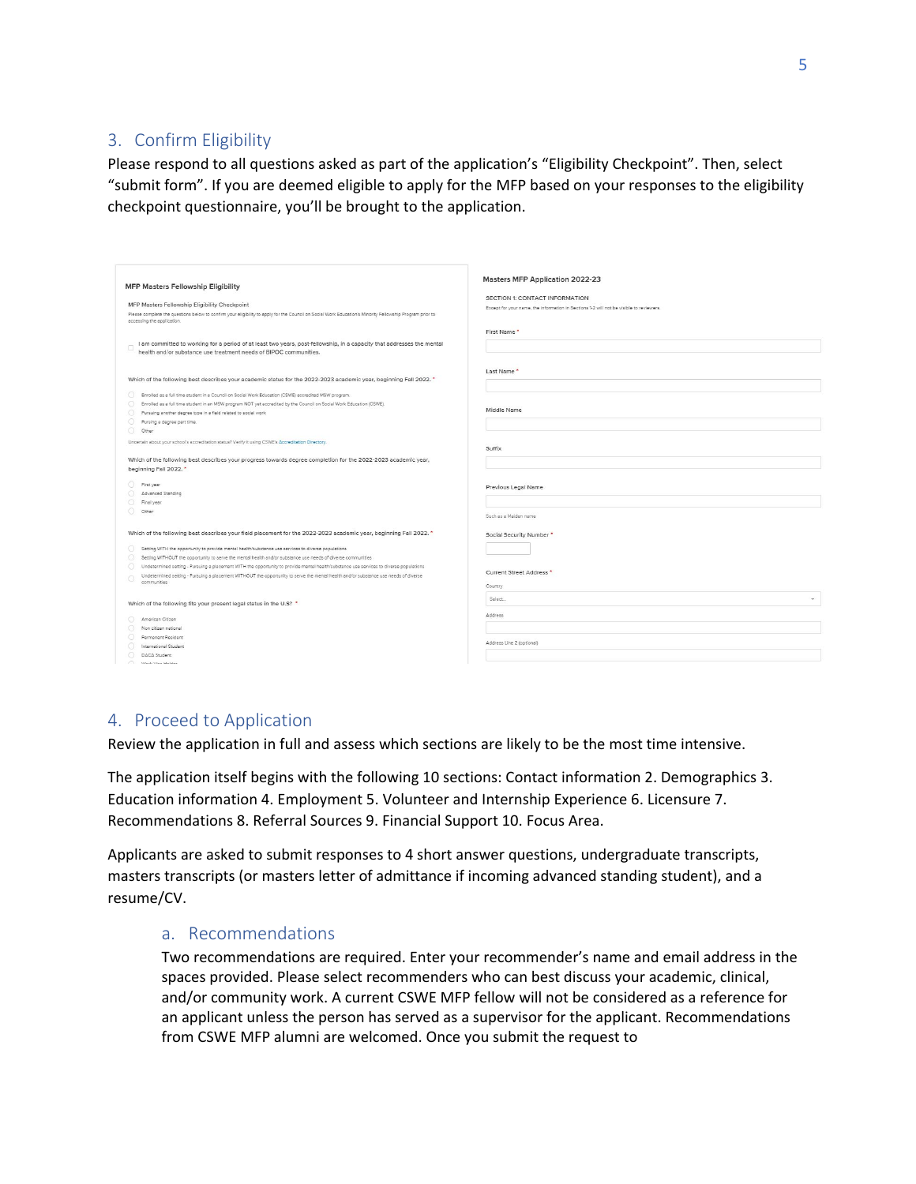## 3. Confirm Eligibility

Please respond to all questions asked as part of the application's "Eligibility Checkpoint". Then, select "submit form". If you are deemed eligible to apply for the MFP based on your responses to the eligibility checkpoint questionnaire, you'll be brought to the application.

## 4. Proceed to Application

Review the application in full and assess which sections are likely to be the most time intensive.

The application itself begins with the following 10 sections: Contact information 2. Demographics 3. Education information 4. Employment 5. Volunteer and Internship Experience 6. Licensure 7. Recommendations 8. Referral Sources 9. Financial Support 10. Focus Area.

Applicants are asked to submit responses to 4 short answer questions, undergraduate transcripts, masters transcripts (or masters letter of admittance if incoming advanced standing student), and a resume/CV.

### a. Recommendations

Two recommendations are required. Enter your recommender's name and email address in the spaces provided. Please select recommenders who can best discuss your academic, clinical, and/or community work. A current CSWE MFP fellow will not be considered as a reference for an applicant unless the person has served as a supervisor for the applicant. Recommendations from CSWE MFP alumni are welcomed. Once you submit the request to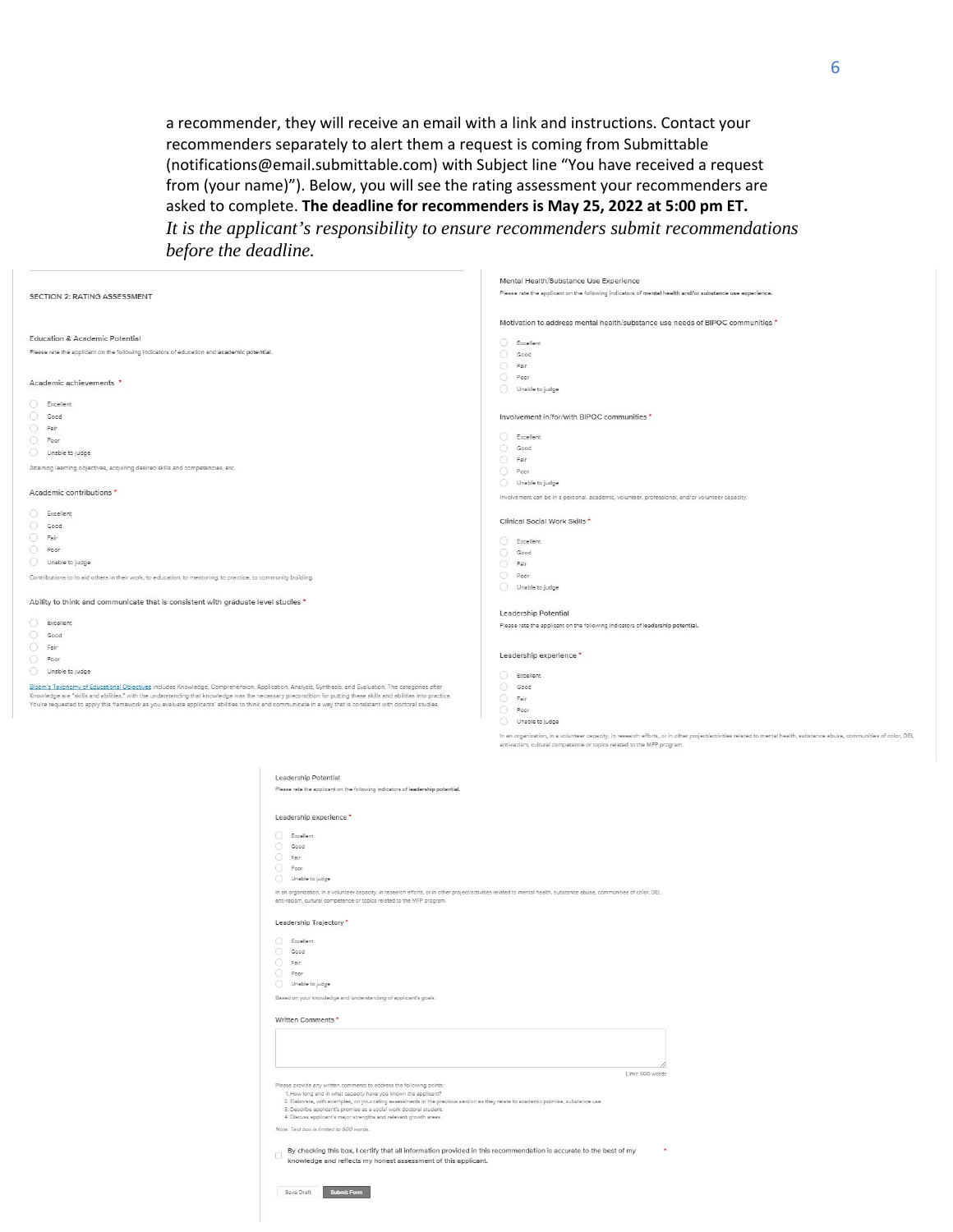a recommender, they will receive an email with a link and instructions. Contact your recommenders separately to alert them a request is coming from Submittable (notifications@email.submittable.com) with Subject line "You have received a request from (your name)"). Below, you will see the rating assessment your recommenders are asked to complete. **The deadline for recommenders is May 25, 2022 at 5:00 pm ET.** *It is the applicant's responsibility to ensure recommenders submit recommendations before the deadline.*

SECTION 2: RATING ASSESSMENT

Education & Academic Potential

Please rate the applicant on the following indicators of education and academic potential.

Academic achievements *

- Excellent
- Good
- Fair
- Poor
- Unable to judge

Attaining learning objectives, acquiring desired skills and competencies, etc.

Academic contributions *

- Excellent
- Good
- Fair
- Poor
- Unable to judge

Contributions to to aid others in their work, to education, to mentoring, to practice, to community building

Ability to think and communicate that is consistent with graduate level studies *

- Excellent
- Good
- Fair
- Poor
- Unable to judge

Bloom's Taxonomy of Educational Objectives includes Knowledge, Comprehension, Application, Analysis, Synthesis, and Evaluation. The categories after Knowledge are "skills and abilities," with the understanding that knowledge was the necessary precondition for putting these skills and abilities into practice. You're requested to apply this framework as you evaluate applicants' abilities to think and communicate in a way that is consistent with doctoral studies.

Mental Health/Substance Use Experience

Please rate the applicant on the following indicators of mental health and/or substance use experience.

Motivation to address mental health/substance use needs of BIPOC communities *

- Excellent
- Good
- Fair
- Poor
- Unable to judge

Involvement in/for/with BIPOC communities *

- Excellent
- Good
- Fair
- Poor
- Unable to judge

Involvement can be in a personal, academic, volunteer, professional, and/or volunteer capacity.

Clinical Social Work Skills *

- Excellent
- Good
- Fair
- Poor
- Unable to judge

Leadership Potential

Please rate the applicant on the following indicators of leadership potential.

Leadership experience *

- Excellent
- Good
- Fair
- Poor
- Unable to judge

In an organization, in a volunteer capacity, in research efforts, or in other project/activities related to mental health, substance abuse, communities of color, DEI, anti-racism, cultural competence or topics related to the MFP program.

Leadership Potential

Please rate the applicant on the following indicators of leadership potential.

Leadership experience *

- Excellent
- Good
- Fair
- Poor
- Unable to judge

In an organization, in a volunteer capacity, in research efforts, or in other project/activities related to mental health, substance abuse, communities of color, DEI, anti-racism, cultural competence or topics related to the MFP program.

Leadership Trajectory *

- Excellent
- Good
- Fair
- Poor
- Unable to judge

Based on your knowledge and understanding of applicant's goals.

Written Comments *

Limit: 500 words

Please provide any written comments to address the following points:

1. How long and in what capacity have you known the applicant?
2. Elaborate, with examples, on your rating assessments in the previous section as they relate to academic promise, substance use.
3. Describe applicant's promise as a social work doctoral student.
4. Discuss applicant's major strengths and relevant growth areas.

*Note: Text box is limited to 500 words.*

- [ ] By checking this box, I certify that all information provided in this recommendation is accurate to the best of my knowledge and reflects my honest assessment of this applicant. *

Save Draft | Submit Form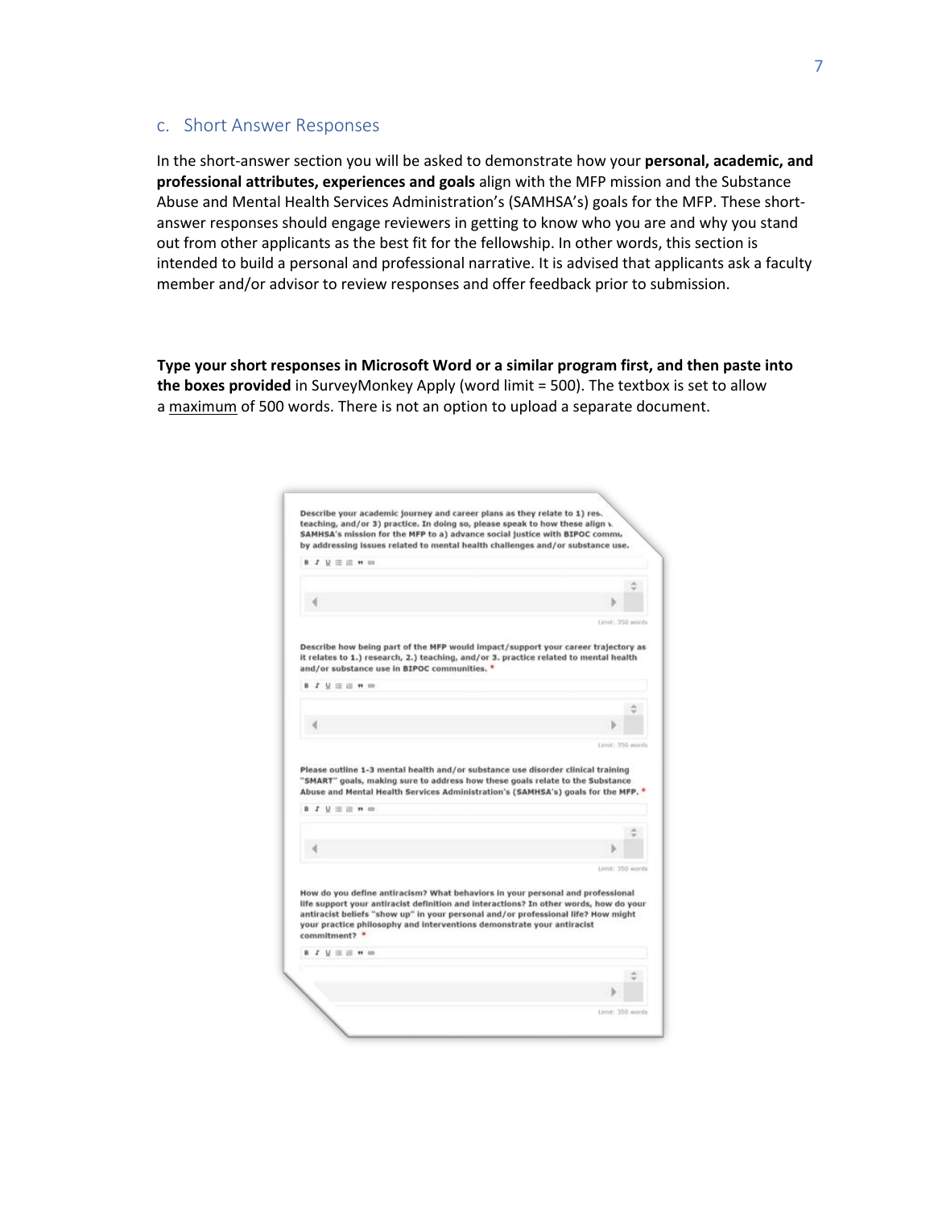## c. Short Answer Responses

In the short-answer section you will be asked to demonstrate how your **personal, academic, and professional attributes, experiences and goals** align with the MFP mission and the Substance Abuse and Mental Health Services Administration's (SAMHSA's) goals for the MFP. These short-answer responses should engage reviewers in getting to know who you are and why you stand out from other applicants as the best fit for the fellowship. In other words, this section is intended to build a personal and professional narrative. It is advised that applicants ask a faculty member and/or advisor to review responses and offer feedback prior to submission.

**Type your short responses in Microsoft Word or a similar program first, and then paste into the boxes provided** in SurveyMonkey Apply (word limit = 500). The textbox is set to allow a <u>maximum</u> of 500 words. There is not an option to upload a separate document.

Describe your academic journey and career plans as they relate to 1) res. teaching, and/or 3) practice. In doing so, please speak to how these align w SAMHSA's mission for the MFP to a) advance social justice with BIPOC commu by addressing issues related to mental health challenges and/or substance use.

Limit: 350 words

Describe how being part of the MFP would impact/support your career trajectory as it relates to 1.) research, 2.) teaching, and/or 3. practice related to mental health and/or substance use in BIPOC communities. *

Limit: 350 words

Please outline 1-3 mental health and/or substance use disorder clinical training "SMART" goals, making sure to address how these goals relate to the Substance Abuse and Mental Health Services Administration's (SAMHSA's) goals for the MFP. *

Limit: 350 words

How do you define antiracism? What behaviors in your personal and professional life support your antiracist definition and interactions? In other words, how do your antiracist beliefs "show up" in your personal and/or professional life? How might your practice philosophy and interventions demonstrate your antiracist commitment? *

Limit: 350 words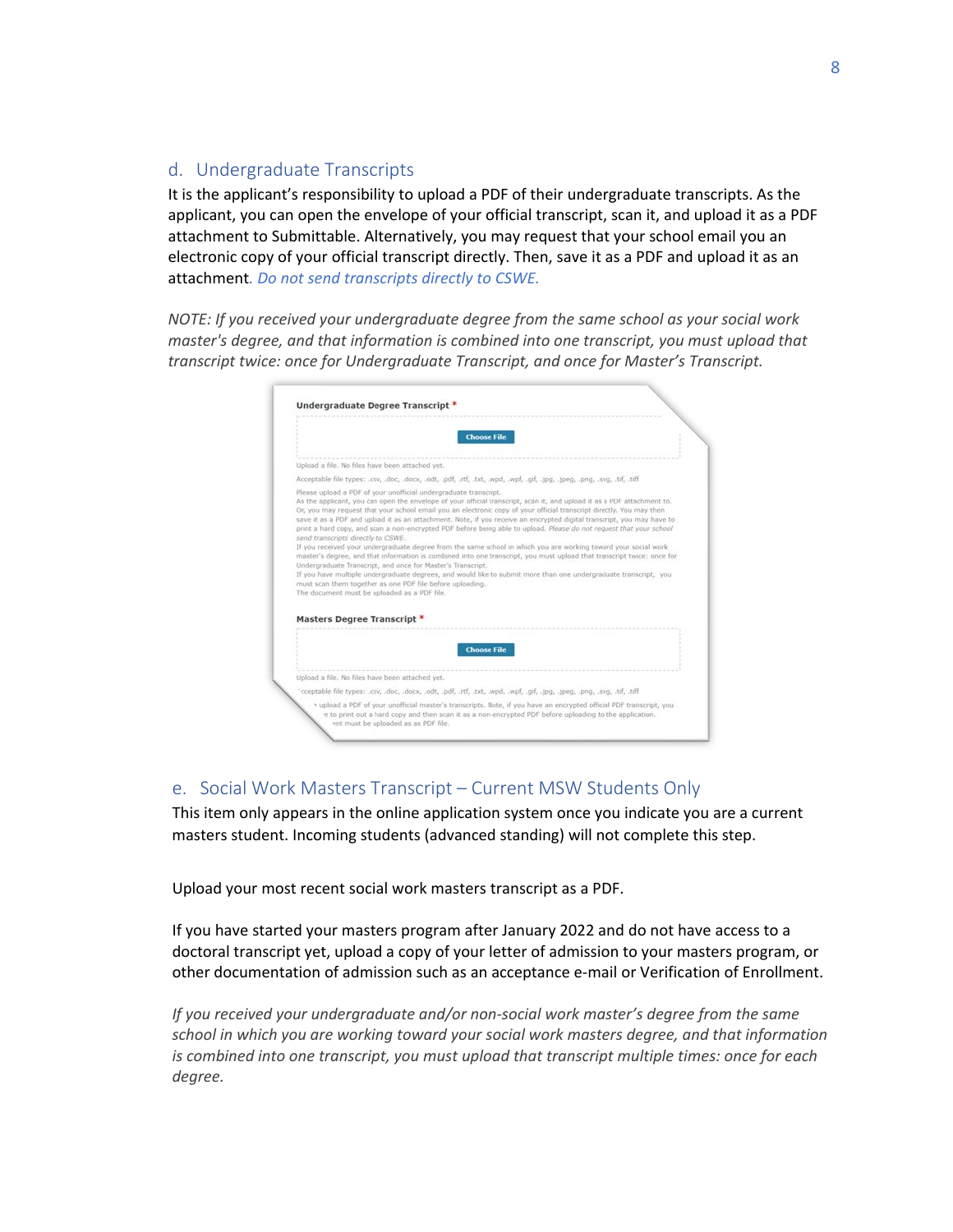## d. Undergraduate Transcripts

It is the applicant's responsibility to upload a PDF of their undergraduate transcripts. As the applicant, you can open the envelope of your official transcript, scan it, and upload it as a PDF attachment to Submittable. Alternatively, you may request that your school email you an electronic copy of your official transcript directly. Then, save it as a PDF and upload it as an attachment. *Do not send transcripts directly to CSWE.*

*NOTE: If you received your undergraduate degree from the same school as your social work master's degree, and that information is combined into one transcript, you must upload that transcript twice: once for Undergraduate Transcript, and once for Master's Transcript.*

**Undergraduate Degree Transcript** *

Choose File

Upload a file. No files have been attached yet.

Acceptable file types: .csv, .doc, .docx, .odt, .pdf, .rtf, .txt, .wpd, .wpf, .gif, .jpg, .jpeg, .png, .svg, .tif, .tiff

Please upload a PDF of your unofficial undergraduate transcript.
As the applicant, you can open the envelope of your official transcript, scan it, and upload it as a PDF attachment to.
Or, you may request that your school email you an electronic copy of your official transcript directly. You may then save it as a PDF and upload it as an attachment. Note, if you receive an encrypted digital transcript, you may have to print a hard copy, and scan a non-encrypted PDF before being able to upload. *Please do not request that your school send transcripts directly to CSWE.*
If you received your undergraduate degree from the same school in which you are working toward your social work master's degree, and that information is combined into one transcript, you must upload that transcript twice: once for Undergraduate Transcript, and once for Master's Transcript.
If you have multiple undergraduate degrees, and would like to submit more than one undergraduate transcript, you must scan them together as one PDF file before uploading.
The document must be uploaded as a PDF file.

**Masters Degree Transcript** *

Choose File

Upload a file. No files have been attached yet.

Acceptable file types: .csv, .doc, .docx, .odt, .pdf, .rtf, .txt, .wpd, .wpf, .gif, .jpg, .jpeg, .png, .svg, .tif, .tiff

Please upload a PDF of your unofficial master's transcripts. Note, if you have an encrypted official PDF transcript, you have to print out a hard copy and then scan it as a non-encrypted PDF before uploading to the application.
Document must be uploaded as as PDF file.

## e. Social Work Masters Transcript – Current MSW Students Only

This item only appears in the online application system once you indicate you are a current masters student. Incoming students (advanced standing) will not complete this step.

Upload your most recent social work masters transcript as a PDF.

If you have started your masters program after January 2022 and do not have access to a doctoral transcript yet, upload a copy of your letter of admission to your masters program, or other documentation of admission such as an acceptance e-mail or Verification of Enrollment.

*If you received your undergraduate and/or non-social work master's degree from the same school in which you are working toward your social work masters degree, and that information is combined into one transcript, you must upload that transcript multiple times: once for each degree.*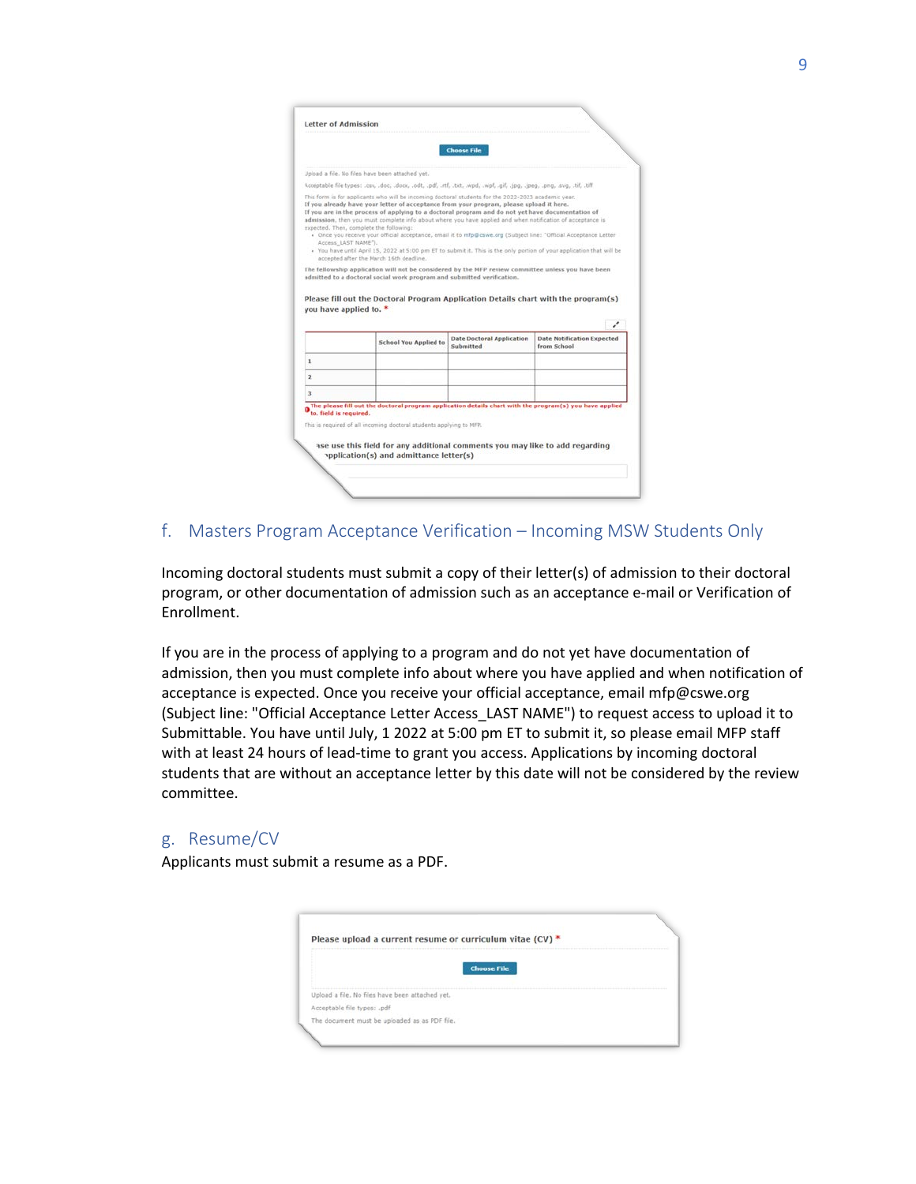Letter of Admission

Choose File

Upload a file. No files have been attached yet.

Acceptable file types: .csv, .doc, .docx, .odt, .pdf, .rtf, .txt, .wpd, .wpf, .gif, .jpg, .jpeg, .png, .svg, .tif, .tiff

This form is for applicants who will be incoming doctoral students for the 2022-2023 academic year.
If you already have your letter of acceptance from your program, please upload it here.
If you are in the process of applying to a doctoral program and do not yet have documentation of admission, then you must complete info about where you have applied and when notification of acceptance is expected. Then, complete the following:

- Once you receive your official acceptance, email it to mfp@cswe.org (Subject line: "Official Acceptance Letter Access_LAST NAME").
- You have until April 15, 2022 at 5:00 pm ET to submit it. This is the only portion of your application that will be accepted after the March 16th deadline.

The fellowship application will not be considered by the MFP review committee unless you have been admitted to a doctoral social work program and submitted verification.

Please fill out the Doctoral Program Application Details chart with the program(s) you have applied to. *

| | School You Applied to | Date Doctoral Application Submitted | Date Notification Expected from School |
|---|---|---|---|
| 1 | | | |
| 2 | | | |
| 3 | | | |

The please fill out the doctoral program application details chart with the program(s) you have applied to. field is required.

This is required of all incoming doctoral students applying to MFP.

ase use this field for any additional comments you may like to add regarding pplication(s) and admittance letter(s)

## f. Masters Program Acceptance Verification – Incoming MSW Students Only

Incoming doctoral students must submit a copy of their letter(s) of admission to their doctoral program, or other documentation of admission such as an acceptance e-mail or Verification of Enrollment.

If you are in the process of applying to a program and do not yet have documentation of admission, then you must complete info about where you have applied and when notification of acceptance is expected. Once you receive your official acceptance, email mfp@cswe.org (Subject line: "Official Acceptance Letter Access_LAST NAME") to request access to upload it to Submittable. You have until July, 1 2022 at 5:00 pm ET to submit it, so please email MFP staff with at least 24 hours of lead-time to grant you access. Applications by incoming doctoral students that are without an acceptance letter by this date will not be considered by the review committee.

## g. Resume/CV

Applicants must submit a resume as a PDF.

Please upload a current resume or curriculum vitae (CV) *

Choose File

Upload a file. No files have been attached yet.

Acceptable file types: .pdf

The document must be uploaded as as PDF file.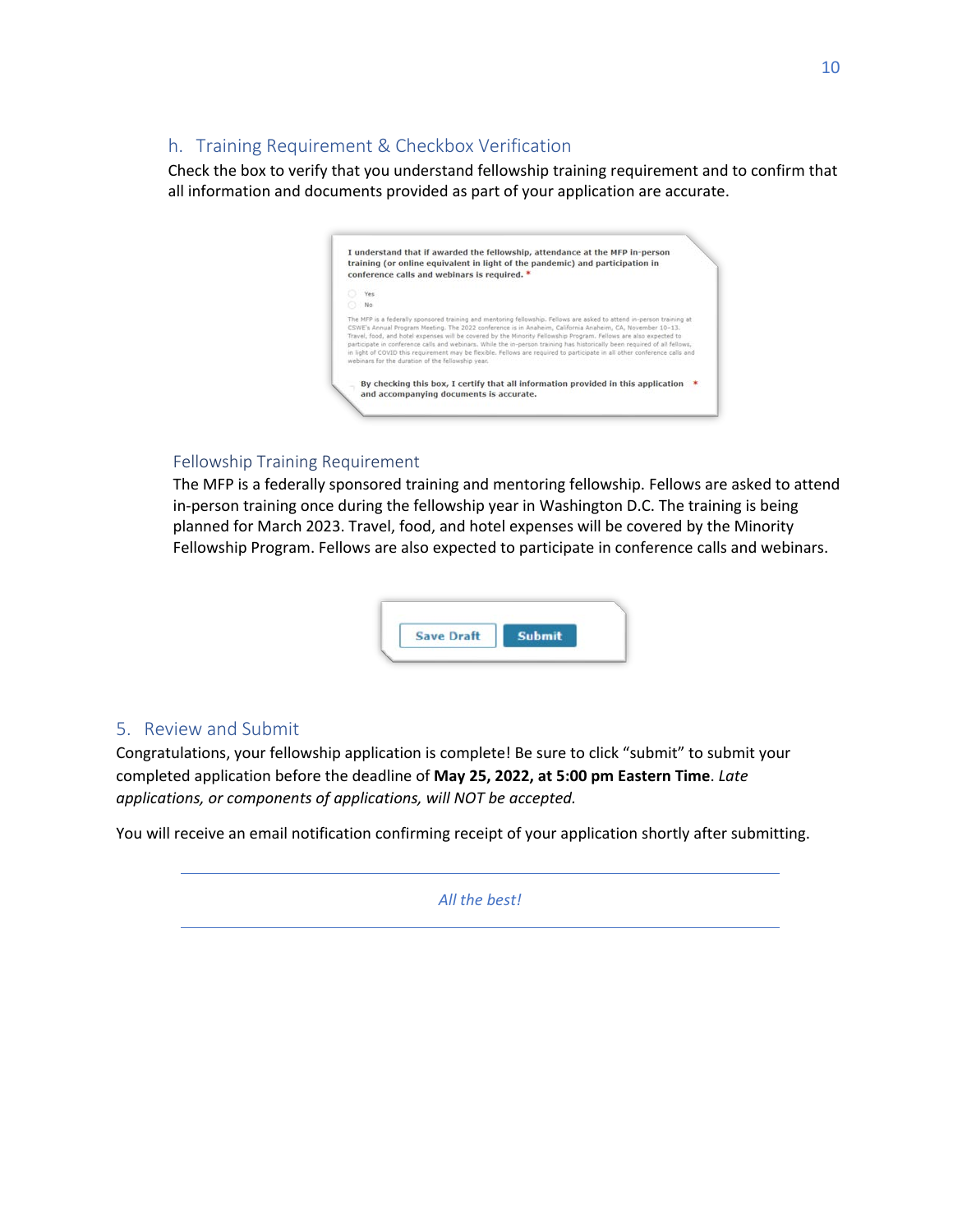### h. Training Requirement & Checkbox Verification

Check the box to verify that you understand fellowship training requirement and to confirm that all information and documents provided as part of your application are accurate.

I understand that if awarded the fellowship, attendance at the MFP in-person training (or online equivalent in light of the pandemic) and participation in conference calls and webinars is required. *

Yes

No

The MFP is a federally sponsored training and mentoring fellowship. Fellows are asked to attend in-person training at CSWE's Annual Program Meeting. The 2022 conference is in Anaheim, California Anaheim, CA, November 10–13. Travel, food, and hotel expenses will be covered by the Minority Fellowship Program. Fellows are also expected to participate in conference calls and webinars. While the in-person training has historically been required of all fellows, in light of COVID this requirement may be flexible. Fellows are required to participate in all other conference calls and webinars for the duration of the fellowship year.

By checking this box, I certify that all information provided in this application and accompanying documents is accurate. *

#### Fellowship Training Requirement

The MFP is a federally sponsored training and mentoring fellowship. Fellows are asked to attend in-person training once during the fellowship year in Washington D.C. The training is being planned for March 2023. Travel, food, and hotel expenses will be covered by the Minority Fellowship Program. Fellows are also expected to participate in conference calls and webinars.

Save Draft | Submit

## 5. Review and Submit

Congratulations, your fellowship application is complete! Be sure to click "submit" to submit your completed application before the deadline of **May 25, 2022, at 5:00 pm Eastern Time**. *Late applications, or components of applications, will NOT be accepted.*

You will receive an email notification confirming receipt of your application shortly after submitting.

---

*All the best!*

---